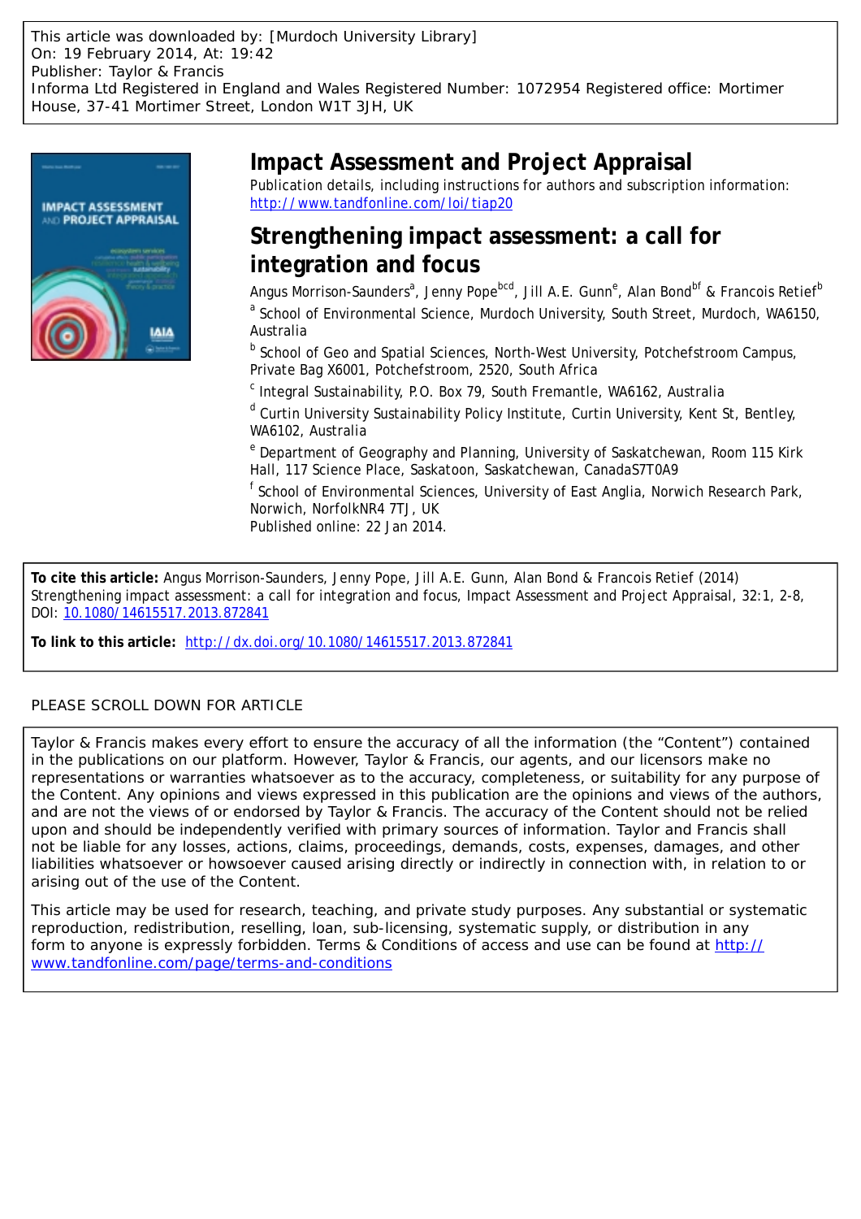This article was downloaded by: [Murdoch University Library]
On: 19 February 2014, At: 19:42
Publisher: Taylor & Francis
Informa Ltd Registered in England and Wales Registered Number: 1072954 Registered office: Mortimer House, 37-41 Mortimer Street, London W1T 3JH, UK

# Impact Assessment and Project Appraisal

Publication details, including instructions for authors and subscription information:
http://www.tandfonline.com/loi/tiap20

## Strengthening impact assessment: a call for integration and focus

Angus Morrison-Saunders[a], Jenny Pope[bcd], Jill A.E. Gunn[e], Alan Bond[bf] & Francois Retief[b]

[a] School of Environmental Science, Murdoch University, South Street, Murdoch, WA6150, Australia

[b] School of Geo and Spatial Sciences, North-West University, Potchefstroom Campus, Private Bag X6001, Potchefstroom, 2520, South Africa

[c] Integral Sustainability, P.O. Box 79, South Fremantle, WA6162, Australia

[d] Curtin University Sustainability Policy Institute, Curtin University, Kent St, Bentley, WA6102, Australia

[e] Department of Geography and Planning, University of Saskatchewan, Room 115 Kirk Hall, 117 Science Place, Saskatoon, Saskatchewan, CanadaS7T0A9

[f] School of Environmental Sciences, University of East Anglia, Norwich Research Park, Norwich, NorfolkNR4 7TJ, UK

Published online: 22 Jan 2014.

**To cite this article:** Angus Morrison-Saunders, Jenny Pope, Jill A.E. Gunn, Alan Bond & Francois Retief (2014) Strengthening impact assessment: a call for integration and focus, Impact Assessment and Project Appraisal, 32:1, 2-8, DOI: 10.1080/14615517.2013.872841

**To link to this article:** http://dx.doi.org/10.1080/14615517.2013.872841

PLEASE SCROLL DOWN FOR ARTICLE

Taylor & Francis makes every effort to ensure the accuracy of all the information (the "Content") contained in the publications on our platform. However, Taylor & Francis, our agents, and our licensors make no representations or warranties whatsoever as to the accuracy, completeness, or suitability for any purpose of the Content. Any opinions and views expressed in this publication are the opinions and views of the authors, and are not the views of or endorsed by Taylor & Francis. The accuracy of the Content should not be relied upon and should be independently verified with primary sources of information. Taylor and Francis shall not be liable for any losses, actions, claims, proceedings, demands, costs, expenses, damages, and other liabilities whatsoever or howsoever caused arising directly or indirectly in connection with, in relation to or arising out of the use of the Content.

This article may be used for research, teaching, and private study purposes. Any substantial or systematic reproduction, redistribution, reselling, loan, sub-licensing, systematic supply, or distribution in any form to anyone is expressly forbidden. Terms & Conditions of access and use can be found at http://www.tandfonline.com/page/terms-and-conditions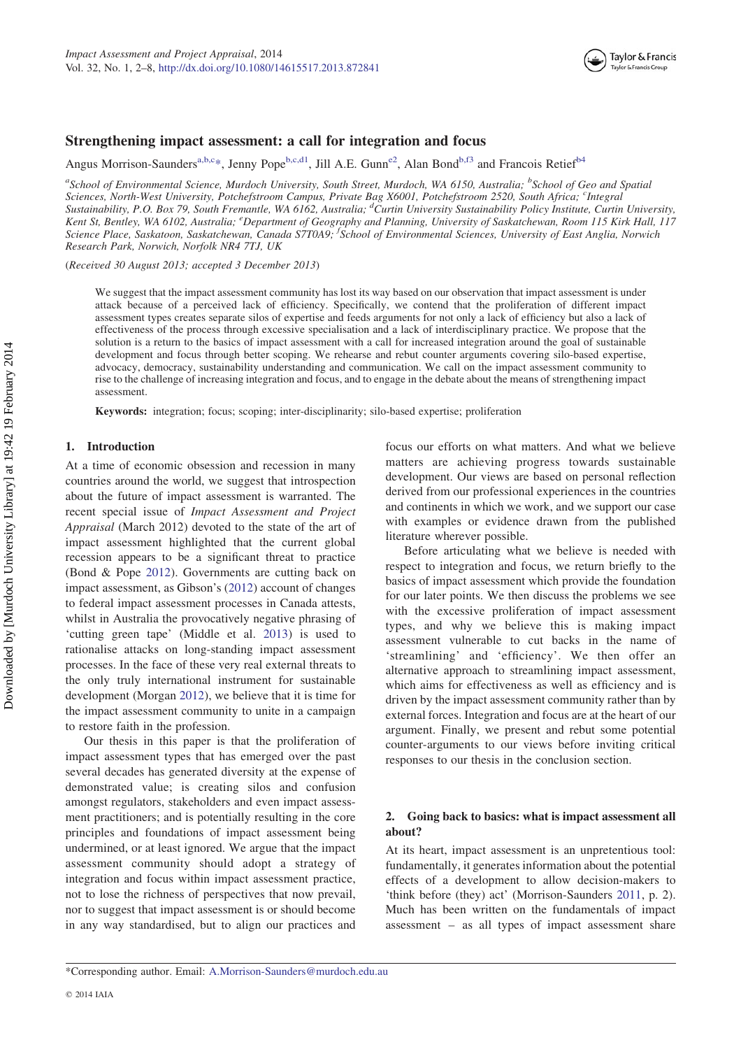# Strengthening impact assessment: a call for integration and focus

Angus Morrison-Saunders[a,b,c*], Jenny Pope[b,c,d1], Jill A.E. Gunn[e2], Alan Bond[b,f3] and Francois Retief[b4]

[a]School of Environmental Science, Murdoch University, South Street, Murdoch, WA 6150, Australia; [b]School of Geo and Spatial Sciences, North-West University, Potchefstroom Campus, Private Bag X6001, Potchefstroom 2520, South Africa; [c]Integral Sustainability, P.O. Box 79, South Fremantle, WA 6162, Australia; [d]Curtin University Sustainability Policy Institute, Curtin University, Kent St, Bentley, WA 6102, Australia; [e]Department of Geography and Planning, University of Saskatchewan, Room 115 Kirk Hall, 117 Science Place, Saskatoon, Saskatchewan, Canada S7T0A9; [f]School of Environmental Sciences, University of East Anglia, Norwich Research Park, Norwich, Norfolk NR4 7TJ, UK

(*Received 30 August 2013; accepted 3 December 2013*)

We suggest that the impact assessment community has lost its way based on our observation that impact assessment is under attack because of a perceived lack of efficiency. Specifically, we contend that the proliferation of different impact assessment types creates separate silos of expertise and feeds arguments for not only a lack of efficiency but also a lack of effectiveness of the process through excessive specialisation and a lack of interdisciplinary practice. We propose that the solution is a return to the basics of impact assessment with a call for increased integration around the goal of sustainable development and focus through better scoping. We rehearse and rebut counter arguments covering silo-based expertise, advocacy, democracy, sustainability understanding and communication. We call on the impact assessment community to rise to the challenge of increasing integration and focus, and to engage in the debate about the means of strengthening impact assessment.

**Keywords:** integration; focus; scoping; inter-disciplinarity; silo-based expertise; proliferation

## 1. Introduction

At a time of economic obsession and recession in many countries around the world, we suggest that introspection about the future of impact assessment is warranted. The recent special issue of *Impact Assessment and Project Appraisal* (March 2012) devoted to the state of the art of impact assessment highlighted that the current global recession appears to be a significant threat to practice (Bond & Pope 2012). Governments are cutting back on impact assessment, as Gibson's (2012) account of changes to federal impact assessment processes in Canada attests, whilst in Australia the provocatively negative phrasing of 'cutting green tape' (Middle et al. 2013) is used to rationalise attacks on long-standing impact assessment processes. In the face of these very real external threats to the only truly international instrument for sustainable development (Morgan 2012), we believe that it is time for the impact assessment community to unite in a campaign to restore faith in the profession.

Our thesis in this paper is that the proliferation of impact assessment types that has emerged over the past several decades has generated diversity at the expense of demonstrated value; is creating silos and confusion amongst regulators, stakeholders and even impact assessment practitioners; and is potentially resulting in the core principles and foundations of impact assessment being undermined, or at least ignored. We argue that the impact assessment community should adopt a strategy of integration and focus within impact assessment practice, not to lose the richness of perspectives that now prevail, nor to suggest that impact assessment is or should become in any way standardised, but to align our practices and focus our efforts on what matters. And what we believe matters are achieving progress towards sustainable development. Our views are based on personal reflection derived from our professional experiences in the countries and continents in which we work, and we support our case with examples or evidence drawn from the published literature wherever possible.

Before articulating what we believe is needed with respect to integration and focus, we return briefly to the basics of impact assessment which provide the foundation for our later points. We then discuss the problems we see with the excessive proliferation of impact assessment types, and why we believe this is making impact assessment vulnerable to cut backs in the name of 'streamlining' and 'efficiency'. We then offer an alternative approach to streamlining impact assessment, which aims for effectiveness as well as efficiency and is driven by the impact assessment community rather than by external forces. Integration and focus are at the heart of our argument. Finally, we present and rebut some potential counter-arguments to our views before inviting critical responses to our thesis in the conclusion section.

## 2. Going back to basics: what is impact assessment all about?

At its heart, impact assessment is an unpretentious tool: fundamentally, it generates information about the potential effects of a development to allow decision-makers to 'think before (they) act' (Morrison-Saunders 2011, p. 2). Much has been written on the fundamentals of impact assessment – as all types of impact assessment share

*Corresponding author. Email: A.Morrison-Saunders@murdoch.edu.au

© 2014 IAIA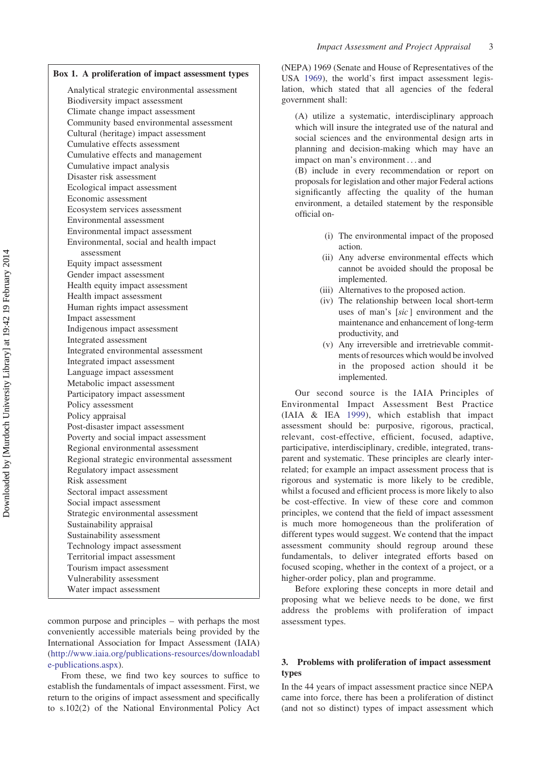**Box 1. A proliferation of impact assessment types**

- Analytical strategic environmental assessment
- Biodiversity impact assessment
- Climate change impact assessment
- Community based environmental assessment
- Cultural (heritage) impact assessment
- Cumulative effects assessment
- Cumulative effects and management
- Cumulative impact analysis
- Disaster risk assessment
- Ecological impact assessment
- Economic assessment
- Ecosystem services assessment
- Environmental assessment
- Environmental impact assessment
- Environmental, social and health impact assessment
- Equity impact assessment
- Gender impact assessment
- Health equity impact assessment
- Health impact assessment
- Human rights impact assessment
- Impact assessment
- Indigenous impact assessment
- Integrated assessment
- Integrated environmental assessment
- Integrated impact assessment
- Language impact assessment
- Metabolic impact assessment
- Participatory impact assessment
- Policy assessment
- Policy appraisal
- Post-disaster impact assessment
- Poverty and social impact assessment
- Regional environmental assessment
- Regional strategic environmental assessment
- Regulatory impact assessment
- Risk assessment
- Sectoral impact assessment
- Social impact assessment
- Strategic environmental assessment
- Sustainability appraisal
- Sustainability assessment
- Technology impact assessment
- Territorial impact assessment
- Tourism impact assessment
- Vulnerability assessment
- Water impact assessment

common purpose and principles – with perhaps the most conveniently accessible materials being provided by the International Association for Impact Assessment (IAIA) (http://www.iaia.org/publications-resources/downloadable-publications.aspx).

From these, we find two key sources to suffice to establish the fundamentals of impact assessment. First, we return to the origins of impact assessment and specifically to s.102(2) of the National Environmental Policy Act (NEPA) 1969 (Senate and House of Representatives of the USA 1969), the world's first impact assessment legislation, which stated that all agencies of the federal government shall:

> (A) utilize a systematic, interdisciplinary approach which will insure the integrated use of the natural and social sciences and the environmental design arts in planning and decision-making which may have an impact on man's environment . . . and
> (B) include in every recommendation or report on proposals for legislation and other major Federal actions significantly affecting the quality of the human environment, a detailed statement by the responsible official on-
>
> (i) The environmental impact of the proposed action.
> (ii) Any adverse environmental effects which cannot be avoided should the proposal be implemented.
> (iii) Alternatives to the proposed action.
> (iv) The relationship between local short-term uses of man's [*sic*] environment and the maintenance and enhancement of long-term productivity, and
> (v) Any irreversible and irretrievable commitments of resources which would be involved in the proposed action should it be implemented.

Our second source is the IAIA Principles of Environmental Impact Assessment Best Practice (IAIA & IEA 1999), which establish that impact assessment should be: purposive, rigorous, practical, relevant, cost-effective, efficient, focused, adaptive, participative, interdisciplinary, credible, integrated, transparent and systematic. These principles are clearly interrelated; for example an impact assessment process that is rigorous and systematic is more likely to be credible, whilst a focused and efficient process is more likely to also be cost-effective. In view of these core and common principles, we contend that the field of impact assessment is much more homogeneous than the proliferation of different types would suggest. We contend that the impact assessment community should regroup around these fundamentals, to deliver integrated efforts based on focused scoping, whether in the context of a project, or a higher-order policy, plan and programme.

Before exploring these concepts in more detail and proposing what we believe needs to be done, we first address the problems with proliferation of impact assessment types.

## 3. Problems with proliferation of impact assessment types

In the 44 years of impact assessment practice since NEPA came into force, there has been a proliferation of distinct (and not so distinct) types of impact assessment which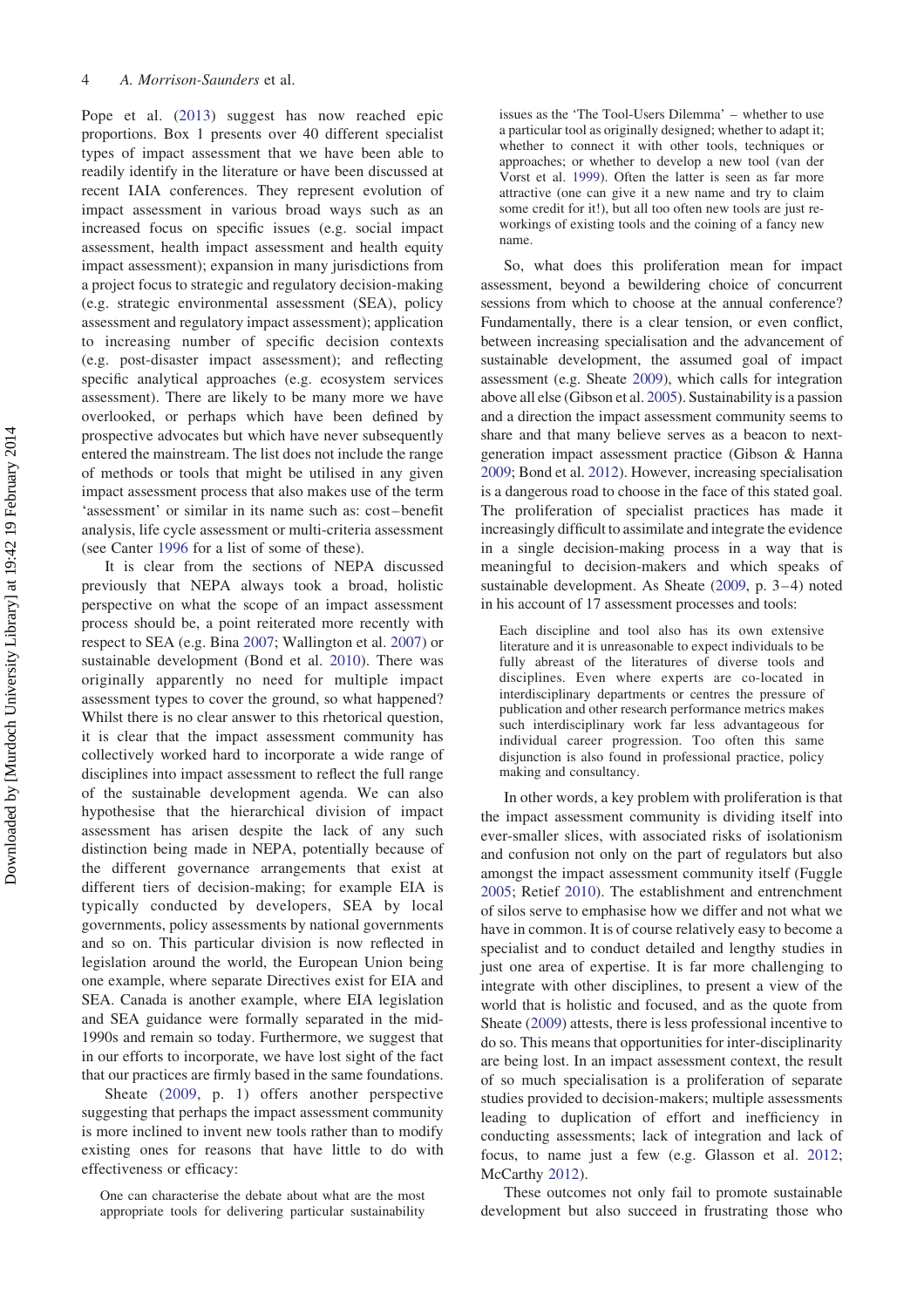Pope et al. (2013) suggest has now reached epic proportions. Box 1 presents over 40 different specialist types of impact assessment that we have been able to readily identify in the literature or have been discussed at recent IAIA conferences. They represent evolution of impact assessment in various broad ways such as an increased focus on specific issues (e.g. social impact assessment, health impact assessment and health equity impact assessment); expansion in many jurisdictions from a project focus to strategic and regulatory decision-making (e.g. strategic environmental assessment (SEA), policy assessment and regulatory impact assessment); application to increasing number of specific decision contexts (e.g. post-disaster impact assessment); and reflecting specific analytical approaches (e.g. ecosystem services assessment). There are likely to be many more we have overlooked, or perhaps which have been defined by prospective advocates but which have never subsequently entered the mainstream. The list does not include the range of methods or tools that might be utilised in any given impact assessment process that also makes use of the term 'assessment' or similar in its name such as: cost–benefit analysis, life cycle assessment or multi-criteria assessment (see Canter 1996 for a list of some of these).

It is clear from the sections of NEPA discussed previously that NEPA always took a broad, holistic perspective on what the scope of an impact assessment process should be, a point reiterated more recently with respect to SEA (e.g. Bina 2007; Wallington et al. 2007) or sustainable development (Bond et al. 2010). There was originally apparently no need for multiple impact assessment types to cover the ground, so what happened? Whilst there is no clear answer to this rhetorical question, it is clear that the impact assessment community has collectively worked hard to incorporate a wide range of disciplines into impact assessment to reflect the full range of the sustainable development agenda. We can also hypothesise that the hierarchical division of impact assessment has arisen despite the lack of any such distinction being made in NEPA, potentially because of the different governance arrangements that exist at different tiers of decision-making; for example EIA is typically conducted by developers, SEA by local governments, policy assessments by national governments and so on. This particular division is now reflected in legislation around the world, the European Union being one example, where separate Directives exist for EIA and SEA. Canada is another example, where EIA legislation and SEA guidance were formally separated in the mid-1990s and remain so today. Furthermore, we suggest that in our efforts to incorporate, we have lost sight of the fact that our practices are firmly based in the same foundations.

Sheate (2009, p. 1) offers another perspective suggesting that perhaps the impact assessment community is more inclined to invent new tools rather than to modify existing ones for reasons that have little to do with effectiveness or efficacy:

> One can characterise the debate about what are the most appropriate tools for delivering particular sustainability issues as the 'The Tool-Users Dilemma' – whether to use a particular tool as originally designed; whether to adapt it; whether to connect it with other tools, techniques or approaches; or whether to develop a new tool (van der Vorst et al. 1999). Often the latter is seen as far more attractive (one can give it a new name and try to claim some credit for it!), but all too often new tools are just re-workings of existing tools and the coining of a fancy new name.

So, what does this proliferation mean for impact assessment, beyond a bewildering choice of concurrent sessions from which to choose at the annual conference? Fundamentally, there is a clear tension, or even conflict, between increasing specialisation and the advancement of sustainable development, the assumed goal of impact assessment (e.g. Sheate 2009), which calls for integration above all else (Gibson et al. 2005). Sustainability is a passion and a direction the impact assessment community seems to share and that many believe serves as a beacon to next-generation impact assessment practice (Gibson & Hanna 2009; Bond et al. 2012). However, increasing specialisation is a dangerous road to choose in the face of this stated goal. The proliferation of specialist practices has made it increasingly difficult to assimilate and integrate the evidence in a single decision-making process in a way that is meaningful to decision-makers and which speaks of sustainable development. As Sheate (2009, p. 3–4) noted in his account of 17 assessment processes and tools:

> Each discipline and tool also has its own extensive literature and it is unreasonable to expect individuals to be fully abreast of the literatures of diverse tools and disciplines. Even where experts are co-located in interdisciplinary departments or centres the pressure of publication and other research performance metrics makes such interdisciplinary work far less advantageous for individual career progression. Too often this same disjunction is also found in professional practice, policy making and consultancy.

In other words, a key problem with proliferation is that the impact assessment community is dividing itself into ever-smaller slices, with associated risks of isolationism and confusion not only on the part of regulators but also amongst the impact assessment community itself (Fuggle 2005; Retief 2010). The establishment and entrenchment of silos serve to emphasise how we differ and not what we have in common. It is of course relatively easy to become a specialist and to conduct detailed and lengthy studies in just one area of expertise. It is far more challenging to integrate with other disciplines, to present a view of the world that is holistic and focused, and as the quote from Sheate (2009) attests, there is less professional incentive to do so. This means that opportunities for inter-disciplinarity are being lost. In an impact assessment context, the result of so much specialisation is a proliferation of separate studies provided to decision-makers; multiple assessments leading to duplication of effort and inefficiency in conducting assessments; lack of integration and lack of focus, to name just a few (e.g. Glasson et al. 2012; McCarthy 2012).

These outcomes not only fail to promote sustainable development but also succeed in frustrating those who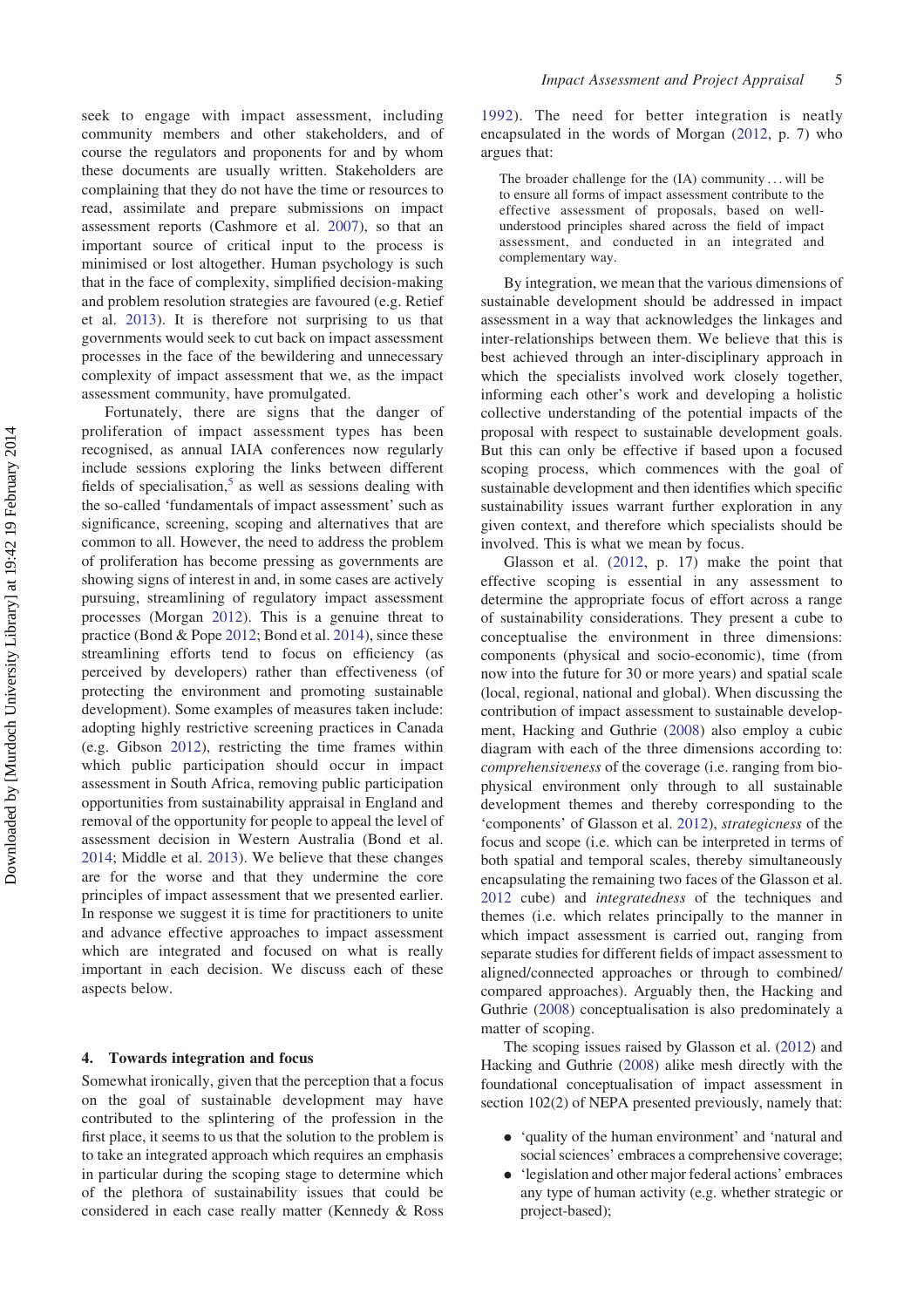seek to engage with impact assessment, including community members and other stakeholders, and of course the regulators and proponents for and by whom these documents are usually written. Stakeholders are complaining that they do not have the time or resources to read, assimilate and prepare submissions on impact assessment reports (Cashmore et al. 2007), so that an important source of critical input to the process is minimised or lost altogether. Human psychology is such that in the face of complexity, simplified decision-making and problem resolution strategies are favoured (e.g. Retief et al. 2013). It is therefore not surprising to us that governments would seek to cut back on impact assessment processes in the face of the bewildering and unnecessary complexity of impact assessment that we, as the impact assessment community, have promulgated.

Fortunately, there are signs that the danger of proliferation of impact assessment types has been recognised, as annual IAIA conferences now regularly include sessions exploring the links between different fields of specialisation,[5] as well as sessions dealing with the so-called 'fundamentals of impact assessment' such as significance, screening, scoping and alternatives that are common to all. However, the need to address the problem of proliferation has become pressing as governments are showing signs of interest in and, in some cases are actively pursuing, streamlining of regulatory impact assessment processes (Morgan 2012). This is a genuine threat to practice (Bond & Pope 2012; Bond et al. 2014), since these streamlining efforts tend to focus on efficiency (as perceived by developers) rather than effectiveness (of protecting the environment and promoting sustainable development). Some examples of measures taken include: adopting highly restrictive screening practices in Canada (e.g. Gibson 2012), restricting the time frames within which public participation should occur in impact assessment in South Africa, removing public participation opportunities from sustainability appraisal in England and removal of the opportunity for people to appeal the level of assessment decision in Western Australia (Bond et al. 2014; Middle et al. 2013). We believe that these changes are for the worse and that they undermine the core principles of impact assessment that we presented earlier. In response we suggest it is time for practitioners to unite and advance effective approaches to impact assessment which are integrated and focused on what is really important in each decision. We discuss each of these aspects below.

## 4. Towards integration and focus

Somewhat ironically, given that the perception that a focus on the goal of sustainable development may have contributed to the splintering of the profession in the first place, it seems to us that the solution to the problem is to take an integrated approach which requires an emphasis in particular during the scoping stage to determine which of the plethora of sustainability issues that could be considered in each case really matter (Kennedy & Ross 1992). The need for better integration is neatly encapsulated in the words of Morgan (2012, p. 7) who argues that:

> The broader challenge for the (IA) community . . . will be to ensure all forms of impact assessment contribute to the effective assessment of proposals, based on well-understood principles shared across the field of impact assessment, and conducted in an integrated and complementary way.

By integration, we mean that the various dimensions of sustainable development should be addressed in impact assessment in a way that acknowledges the linkages and inter-relationships between them. We believe that this is best achieved through an inter-disciplinary approach in which the specialists involved work closely together, informing each other's work and developing a holistic collective understanding of the potential impacts of the proposal with respect to sustainable development goals. But this can only be effective if based upon a focused scoping process, which commences with the goal of sustainable development and then identifies which specific sustainability issues warrant further exploration in any given context, and therefore which specialists should be involved. This is what we mean by focus.

Glasson et al. (2012, p. 17) make the point that effective scoping is essential in any assessment to determine the appropriate focus of effort across a range of sustainability considerations. They present a cube to conceptualise the environment in three dimensions: components (physical and socio-economic), time (from now into the future for 30 or more years) and spatial scale (local, regional, national and global). When discussing the contribution of impact assessment to sustainable development, Hacking and Guthrie (2008) also employ a cubic diagram with each of the three dimensions according to: *comprehensiveness* of the coverage (i.e. ranging from bio-physical environment only through to all sustainable development themes and thereby corresponding to the 'components' of Glasson et al. 2012), *strategicness* of the focus and scope (i.e. which can be interpreted in terms of both spatial and temporal scales, thereby simultaneously encapsulating the remaining two faces of the Glasson et al. 2012 cube) and *integratedness* of the techniques and themes (i.e. which relates principally to the manner in which impact assessment is carried out, ranging from separate studies for different fields of impact assessment to aligned/connected approaches or through to combined/compared approaches). Arguably then, the Hacking and Guthrie (2008) conceptualisation is also predominately a matter of scoping.

The scoping issues raised by Glasson et al. (2012) and Hacking and Guthrie (2008) alike mesh directly with the foundational conceptualisation of impact assessment in section 102(2) of NEPA presented previously, namely that:

- 'quality of the human environment' and 'natural and social sciences' embraces a comprehensive coverage;
- 'legislation and other major federal actions' embraces any type of human activity (e.g. whether strategic or project-based);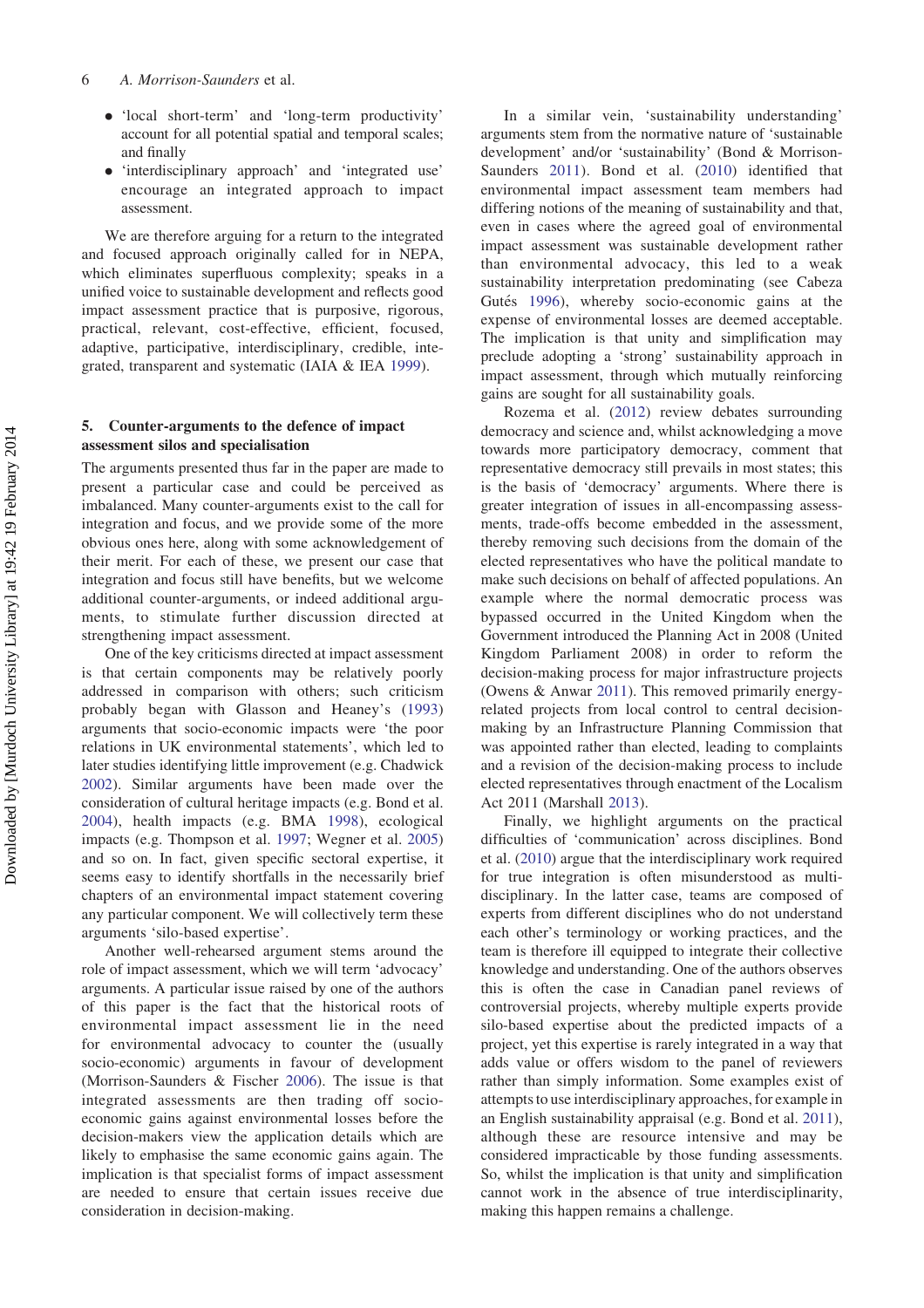- 'local short-term' and 'long-term productivity' account for all potential spatial and temporal scales; and finally
- 'interdisciplinary approach' and 'integrated use' encourage an integrated approach to impact assessment.

We are therefore arguing for a return to the integrated and focused approach originally called for in NEPA, which eliminates superfluous complexity; speaks in a unified voice to sustainable development and reflects good impact assessment practice that is purposive, rigorous, practical, relevant, cost-effective, efficient, focused, adaptive, participative, interdisciplinary, credible, integrated, transparent and systematic (IAIA & IEA 1999).

## 5. Counter-arguments to the defence of impact assessment silos and specialisation

The arguments presented thus far in the paper are made to present a particular case and could be perceived as imbalanced. Many counter-arguments exist to the call for integration and focus, and we provide some of the more obvious ones here, along with some acknowledgement of their merit. For each of these, we present our case that integration and focus still have benefits, but we welcome additional counter-arguments, or indeed additional arguments, to stimulate further discussion directed at strengthening impact assessment.

One of the key criticisms directed at impact assessment is that certain components may be relatively poorly addressed in comparison with others; such criticism probably began with Glasson and Heaney's (1993) arguments that socio-economic impacts were 'the poor relations in UK environmental statements', which led to later studies identifying little improvement (e.g. Chadwick 2002). Similar arguments have been made over the consideration of cultural heritage impacts (e.g. Bond et al. 2004), health impacts (e.g. BMA 1998), ecological impacts (e.g. Thompson et al. 1997; Wegner et al. 2005) and so on. In fact, given specific sectoral expertise, it seems easy to identify shortfalls in the necessarily brief chapters of an environmental impact statement covering any particular component. We will collectively term these arguments 'silo-based expertise'.

Another well-rehearsed argument stems around the role of impact assessment, which we will term 'advocacy' arguments. A particular issue raised by one of the authors of this paper is the fact that the historical roots of environmental impact assessment lie in the need for environmental advocacy to counter the (usually socio-economic) arguments in favour of development (Morrison-Saunders & Fischer 2006). The issue is that integrated assessments are then trading off socio-economic gains against environmental losses before the decision-makers view the application details which are likely to emphasise the same economic gains again. The implication is that specialist forms of impact assessment are needed to ensure that certain issues receive due consideration in decision-making.

In a similar vein, 'sustainability understanding' arguments stem from the normative nature of 'sustainable development' and/or 'sustainability' (Bond & Morrison-Saunders 2011). Bond et al. (2010) identified that environmental impact assessment team members had differing notions of the meaning of sustainability and that, even in cases where the agreed goal of environmental impact assessment was sustainable development rather than environmental advocacy, this led to a weak sustainability interpretation predominating (see Cabeza Gutés 1996), whereby socio-economic gains at the expense of environmental losses are deemed acceptable. The implication is that unity and simplification may preclude adopting a 'strong' sustainability approach in impact assessment, through which mutually reinforcing gains are sought for all sustainability goals.

Rozema et al. (2012) review debates surrounding democracy and science and, whilst acknowledging a move towards more participatory democracy, comment that representative democracy still prevails in most states; this is the basis of 'democracy' arguments. Where there is greater integration of issues in all-encompassing assessments, trade-offs become embedded in the assessment, thereby removing such decisions from the domain of the elected representatives who have the political mandate to make such decisions on behalf of affected populations. An example where the normal democratic process was bypassed occurred in the United Kingdom when the Government introduced the Planning Act in 2008 (United Kingdom Parliament 2008) in order to reform the decision-making process for major infrastructure projects (Owens & Anwar 2011). This removed primarily energy-related projects from local control to central decision-making by an Infrastructure Planning Commission that was appointed rather than elected, leading to complaints and a revision of the decision-making process to include elected representatives through enactment of the Localism Act 2011 (Marshall 2013).

Finally, we highlight arguments on the practical difficulties of 'communication' across disciplines. Bond et al. (2010) argue that the interdisciplinary work required for true integration is often misunderstood as multidisciplinary. In the latter case, teams are composed of experts from different disciplines who do not understand each other's terminology or working practices, and the team is therefore ill equipped to integrate their collective knowledge and understanding. One of the authors observes this is often the case in Canadian panel reviews of controversial projects, whereby multiple experts provide silo-based expertise about the predicted impacts of a project, yet this expertise is rarely integrated in a way that adds value or offers wisdom to the panel of reviewers rather than simply information. Some examples exist of attempts to use interdisciplinary approaches, for example in an English sustainability appraisal (e.g. Bond et al. 2011), although these are resource intensive and may be considered impracticable by those funding assessments. So, whilst the implication is that unity and simplification cannot work in the absence of true interdisciplinarity, making this happen remains a challenge.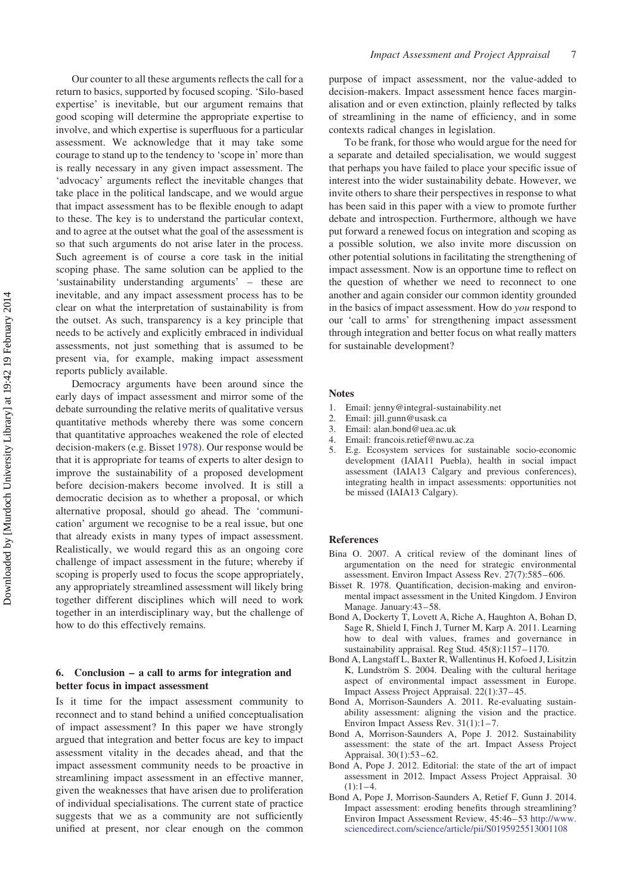Our counter to all these arguments reflects the call for a return to basics, supported by focused scoping. 'Silo-based expertise' is inevitable, but our argument remains that good scoping will determine the appropriate expertise to involve, and which expertise is superfluous for a particular assessment. We acknowledge that it may take some courage to stand up to the tendency to 'scope in' more than is really necessary in any given impact assessment. The 'advocacy' arguments reflect the inevitable changes that take place in the political landscape, and we would argue that impact assessment has to be flexible enough to adapt to these. The key is to understand the particular context, and to agree at the outset what the goal of the assessment is so that such arguments do not arise later in the process. Such agreement is of course a core task in the initial scoping phase. The same solution can be applied to the 'sustainability understanding arguments' – these are inevitable, and any impact assessment process has to be clear on what the interpretation of sustainability is from the outset. As such, transparency is a key principle that needs to be actively and explicitly embraced in individual assessments, not just something that is assumed to be present via, for example, making impact assessment reports publicly available.

Democracy arguments have been around since the early days of impact assessment and mirror some of the debate surrounding the relative merits of qualitative versus quantitative methods whereby there was some concern that quantitative approaches weakened the role of elected decision-makers (e.g. Bisset 1978). Our response would be that it is appropriate for teams of experts to alter design to improve the sustainability of a proposed development before decision-makers become involved. It is still a democratic decision as to whether a proposal, or which alternative proposal, should go ahead. The 'communication' argument we recognise to be a real issue, but one that already exists in many types of impact assessment. Realistically, we would regard this as an ongoing core challenge of impact assessment in the future; whereby if scoping is properly used to focus the scope appropriately, any appropriately streamlined assessment will likely bring together different disciplines which will need to work together in an interdisciplinary way, but the challenge of how to do this effectively remains.

## 6. Conclusion – a call to arms for integration and better focus in impact assessment

Is it time for the impact assessment community to reconnect and to stand behind a unified conceptualisation of impact assessment? In this paper we have strongly argued that integration and better focus are key to impact assessment vitality in the decades ahead, and that the impact assessment community needs to be proactive in streamlining impact assessment in an effective manner, given the weaknesses that have arisen due to proliferation of individual specialisations. The current state of practice suggests that we as a community are not sufficiently unified at present, nor clear enough on the common purpose of impact assessment, nor the value-added to decision-makers. Impact assessment hence faces marginalisation and or even extinction, plainly reflected by talks of streamlining in the name of efficiency, and in some contexts radical changes in legislation.

To be frank, for those who would argue for the need for a separate and detailed specialisation, we would suggest that perhaps you have failed to place your specific issue of interest into the wider sustainability debate. However, we invite others to share their perspectives in response to what has been said in this paper with a view to promote further debate and introspection. Furthermore, although we have put forward a renewed focus on integration and scoping as a possible solution, we also invite more discussion on other potential solutions in facilitating the strengthening of impact assessment. Now is an opportune time to reflect on the question of whether we need to reconnect to one another and again consider our common identity grounded in the basics of impact assessment. How do *you* respond to our 'call to arms' for strengthening impact assessment through integration and better focus on what really matters for sustainable development?

## Notes

1. Email: jenny@integral-sustainability.net
2. Email: jill.gunn@usask.ca
3. Email: alan.bond@uea.ac.uk
4. Email: francois.retief@nwu.ac.za
5. E.g. Ecosystem services for sustainable socio-economic development (IAIA11 Puebla), health in social impact assessment (IAIA13 Calgary and previous conferences), integrating health in impact assessments: opportunities not be missed (IAIA13 Calgary).

## References

Bina O. 2007. A critical review of the dominant lines of argumentation on the need for strategic environmental assessment. Environ Impact Assess Rev. 27(7):585–606.

Bisset R. 1978. Quantification, decision-making and environmental impact assessment in the United Kingdom. J Environ Manage. January:43–58.

Bond A, Dockerty T, Lovett A, Riche A, Haughton A, Bohan D, Sage R, Shield I, Finch J, Turner M, Karp A. 2011. Learning how to deal with values, frames and governance in sustainability appraisal. Reg Stud. 45(8):1157–1170.

Bond A, Langstaff L, Baxter R, Wallentinus H, Kofoed J, Lisitzin K, Lundström S. 2004. Dealing with the cultural heritage aspect of environmental impact assessment in Europe. Impact Assess Project Appraisal. 22(1):37–45.

Bond A, Morrison-Saunders A. 2011. Re-evaluating sustainability assessment: aligning the vision and the practice. Environ Impact Assess Rev. 31(1):1–7.

Bond A, Morrison-Saunders A, Pope J. 2012. Sustainability assessment: the state of the art. Impact Assess Project Appraisal. 30(1):53–62.

Bond A, Pope J. 2012. Editorial: the state of the art of impact assessment in 2012. Impact Assess Project Appraisal. 30(1):1–4.

Bond A, Pope J, Morrison-Saunders A, Retief F, Gunn J. 2014. Impact assessment: eroding benefits through streamlining? Environ Impact Assessment Review, 45:46–53 http://www.sciencedirect.com/science/article/pii/S0195925513001108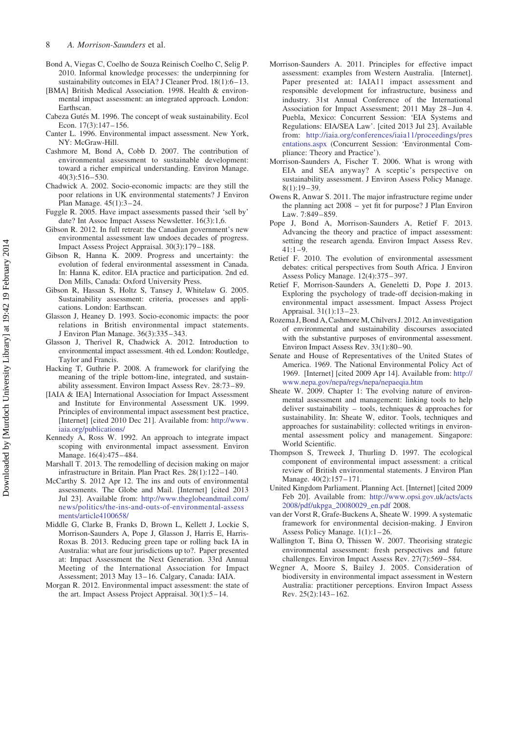Bond A, Viegas C, Coelho de Souza Reinisch Coelho C, Selig P. 2010. Informal knowledge processes: the underpinning for sustainability outcomes in EIA? J Cleaner Prod. 18(1):6–13.

[BMA] British Medical Association. 1998. Health & environmental impact assessment: an integrated approach. London: Earthscan.

Cabeza Gutés M. 1996. The concept of weak sustainability. Ecol Econ. 17(3):147–156.

Canter L. 1996. Environmental impact assessment. New York, NY: McGraw-Hill.

Cashmore M, Bond A, Cobb D. 2007. The contribution of environmental assessment to sustainable development: toward a richer empirical understanding. Environ Manage. 40(3):516–530.

Chadwick A. 2002. Socio-economic impacts: are they still the poor relations in UK environmental statements? J Environ Plan Manage. 45(1):3–24.

Fuggle R. 2005. Have impact assessments passed their 'sell by' date? Int Assoc Impact Assess Newsletter. 16(3):1,6.

Gibson R. 2012. In full retreat: the Canadian government's new environmental assessment law undoes decades of progress. Impact Assess Project Appraisal. 30(3):179–188.

Gibson R, Hanna K. 2009. Progress and uncertainty: the evolution of federal environmental assessment in Canada. In: Hanna K, editor. EIA practice and participation. 2nd ed. Don Mills, Canada: Oxford University Press.

Gibson R, Hassan S, Holtz S, Tansey J, Whitelaw G. 2005. Sustainability assessment: criteria, processes and applications. London: Earthscan.

Glasson J, Heaney D. 1993. Socio-economic impacts: the poor relations in British environmental impact statements. J Environ Plan Manage. 36(3):335–343.

Glasson J, Therivel R, Chadwick A. 2012. Introduction to environmental impact assessment. 4th ed. London: Routledge, Taylor and Francis.

Hacking T, Guthrie P. 2008. A framework for clarifying the meaning of the triple bottom-line, integrated, and sustainability assessment. Environ Impact Assess Rev. 28:73–89.

[IAIA & IEA] International Association for Impact Assessment and Institute for Environmental Assessment UK. 1999. Principles of environmental impact assessment best practice, [Internet] [cited 2010 Dec 21]. Available from: http://www.iaia.org/publications/

Kennedy A, Ross W. 1992. An approach to integrate impact scoping with environmental impact assessment. Environ Manage. 16(4):475–484.

Marshall T. 2013. The remodelling of decision making on major infrastructure in Britain. Plan Pract Res. 28(1):122–140.

McCarthy S. 2012 Apr 12. The ins and outs of environmental assessments. The Globe and Mail. [Internet] [cited 2013 Jul 23]. Available from: http://www.theglobeandmail.com/news/politics/the-ins-and-outs-of-environmental-assessments/article4100658/

Middle G, Clarke B, Franks D, Brown L, Kellett J, Lockie S, Morrison-Saunders A, Pope J, Glasson J, Harris E, Harris-Roxas B. 2013. Reducing green tape or rolling back IA in Australia: what are four jurisdictions up to?. Paper presented at: Impact Assessment the Next Generation. 33rd Annual Meeting of the International Association for Impact Assessment; 2013 May 13–16. Calgary, Canada: IAIA.

Morgan R. 2012. Environmental impact assessment: the state of the art. Impact Assess Project Appraisal. 30(1):5–14.

Morrison-Saunders A. 2011. Principles for effective impact assessment: examples from Western Australia. [Internet]. Paper presented at: IAIA11 impact assessment and responsible development for infrastructure, business and industry. 31st Annual Conference of the International Association for Impact Assessment; 2011 May 28–Jun 4. Puebla, Mexico: Concurrent Session: 'EIA Systems and Regulations: EIA/SEA Law'. [cited 2013 Jul 23]. Available from: http://iaia.org/conferences/iaia11/proceedings/presentations.aspx (Concurrent Session: 'Environmental Compliance: Theory and Practice').

Morrison-Saunders A, Fischer T. 2006. What is wrong with EIA and SEA anyway? A sceptic's perspective on sustainability assessment. J Environ Assess Policy Manage. 8(1):19–39.

Owens R, Anwar S. 2011. The major infrastructure regime under the planning act 2008 – yet fit for purpose? J Plan Environ Law. 7:849–859.

Pope J, Bond A, Morrison-Saunders A, Retief F. 2013. Advancing the theory and practice of impact assessment: setting the research agenda. Environ Impact Assess Rev. 41:1–9.

Retief F. 2010. The evolution of environmental assessment debates: critical perspectives from South Africa. J Environ Assess Policy Manage. 12(4):375–397.

Retief F, Morrison-Saunders A, Geneletti D, Pope J. 2013. Exploring the psychology of trade-off decision-making in environmental impact assessment. Impact Assess Project Appraisal. 31(1):13–23.

Rozema J, Bond A, Cashmore M, Chilvers J. 2012. An investigation of environmental and sustainability discourses associated with the substantive purposes of environmental assessment. Environ Impact Assess Rev. 33(1):80–90.

Senate and House of Representatives of the United States of America. 1969. The National Environmental Policy Act of 1969. [Internet] [cited 2009 Apr 14]. Available from: http://www.nepa.gov/nepa/regs/nepa/nepaeqia.htm

Sheate W. 2009. Chapter 1: The evolving nature of environmental assessment and management: linking tools to help deliver sustainability – tools, techniques & approaches for sustainability. In: Sheate W, editor. Tools, techniques and approaches for sustainability: collected writings in environmental assessment policy and management. Singapore: World Scientific.

Thompson S, Treweek J, Thurling D. 1997. The ecological component of environmental impact assessment: a critical review of British environmental statements. J Environ Plan Manage. 40(2):157–171.

United Kingdom Parliament. Planning Act. [Internet] [cited 2009 Feb 20]. Available from: http://www.opsi.gov.uk/acts/acts2008/pdf/ukpga_20080029_en.pdf 2008.

van der Vorst R, Grafe-Buckens A, Sheate W. 1999. A systematic framework for environmental decision-making. J Environ Assess Policy Manage. 1(1):1–26.

Wallington T, Bina O, Thissen W. 2007. Theorising strategic environmental assessment: fresh perspectives and future challenges. Environ Impact Assess Rev. 27(7):569–584.

Wegner A, Moore S, Bailey J. 2005. Consideration of biodiversity in environmental impact assessment in Western Australia: practitioner perceptions. Environ Impact Assess Rev. 25(2):143–162.